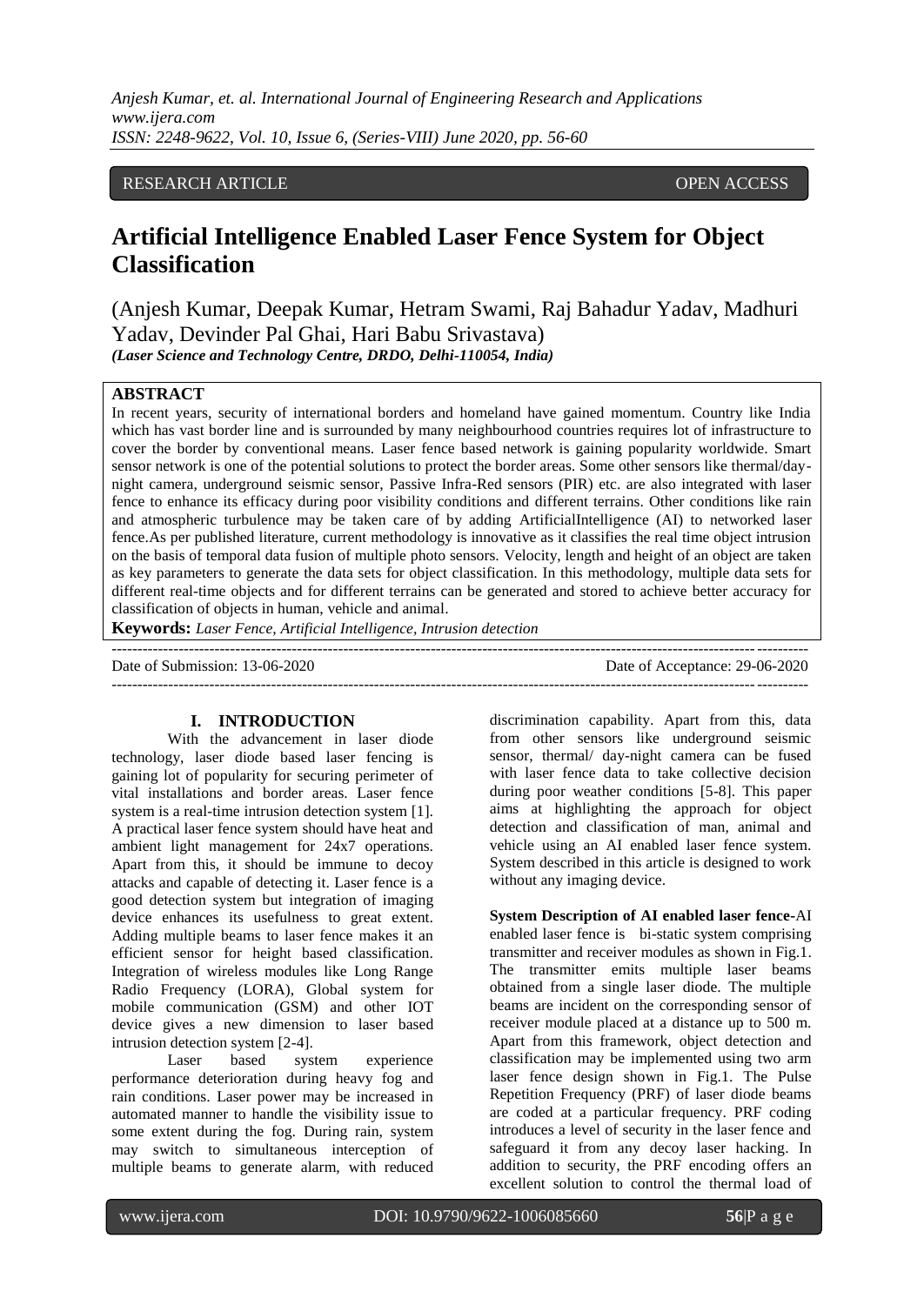RESEARCH ARTICLE OPEN ACCESS

# Artificial Intelligence Enabled Laser Fence System for Object Classification

(Anjesh Kumar, Deepak Kumar, Hetram Swami, Raj Bahadur Yadav, Madhuri Yadav, Devinder Pal Ghai, Hari Babu Srivastava)

*(Laser Science and Technology Centre, DRDO, Delhi-110054, India)*

## ABSTRACT

In recent years, security of international borders and homeland have gained momentum. Country like India which has vast border line and is surrounded by many neighbourhood countries requires lot of infrastructure to cover the border by conventional means. Laser fence based network is gaining popularity worldwide. Smart sensor network is one of the potential solutions to protect the border areas. Some other sensors like thermal/day-night camera, underground seismic sensor, Passive Infra-Red sensors (PIR) etc. are also integrated with laser fence to enhance its efficacy during poor visibility conditions and different terrains. Other conditions like rain and atmospheric turbulence may be taken care of by adding ArtificialIntelligence (AI) to networked laser fence.As per published literature, current methodology is innovative as it classifies the real time object intrusion on the basis of temporal data fusion of multiple photo sensors. Velocity, length and height of an object are taken as key parameters to generate the data sets for object classification. In this methodology, multiple data sets for different real-time objects and for different terrains can be generated and stored to achieve better accuracy for classification of objects in human, vehicle and animal.

**Keywords:** *Laser Fence, Artificial Intelligence, Intrusion detection*

---

Date of Submission: 13-06-2020 Date of Acceptance: 29-06-2020

---

## I. INTRODUCTION

With the advancement in laser diode technology, laser diode based laser fencing is gaining lot of popularity for securing perimeter of vital installations and border areas. Laser fence system is a real-time intrusion detection system [1]. A practical laser fence system should have heat and ambient light management for 24x7 operations. Apart from this, it should be immune to decoy attacks and capable of detecting it. Laser fence is a good detection system but integration of imaging device enhances its usefulness to great extent. Adding multiple beams to laser fence makes it an efficient sensor for height based classification. Integration of wireless modules like Long Range Radio Frequency (LORA), Global system for mobile communication (GSM) and other IOT device gives a new dimension to laser based intrusion detection system [2-4].

Laser based system experience performance deterioration during heavy fog and rain conditions. Laser power may be increased in automated manner to handle the visibility issue to some extent during the fog. During rain, system may switch to simultaneous interception of multiple beams to generate alarm, with reduced discrimination capability. Apart from this, data from other sensors like underground seismic sensor, thermal/ day-night camera can be fused with laser fence data to take collective decision during poor weather conditions [5-8]. This paper aims at highlighting the approach for object detection and classification of man, animal and vehicle using an AI enabled laser fence system. System described in this article is designed to work without any imaging device.

**System Description of AI enabled laser fence-**AI enabled laser fence is bi-static system comprising transmitter and receiver modules as shown in Fig.1. The transmitter emits multiple laser beams obtained from a single laser diode. The multiple beams are incident on the corresponding sensor of receiver module placed at a distance up to 500 m. Apart from this framework, object detection and classification may be implemented using two arm laser fence design shown in Fig.1. The Pulse Repetition Frequency (PRF) of laser diode beams are coded at a particular frequency. PRF coding introduces a level of security in the laser fence and safeguard it from any decoy laser hacking. In addition to security, the PRF encoding offers an excellent solution to control the thermal load of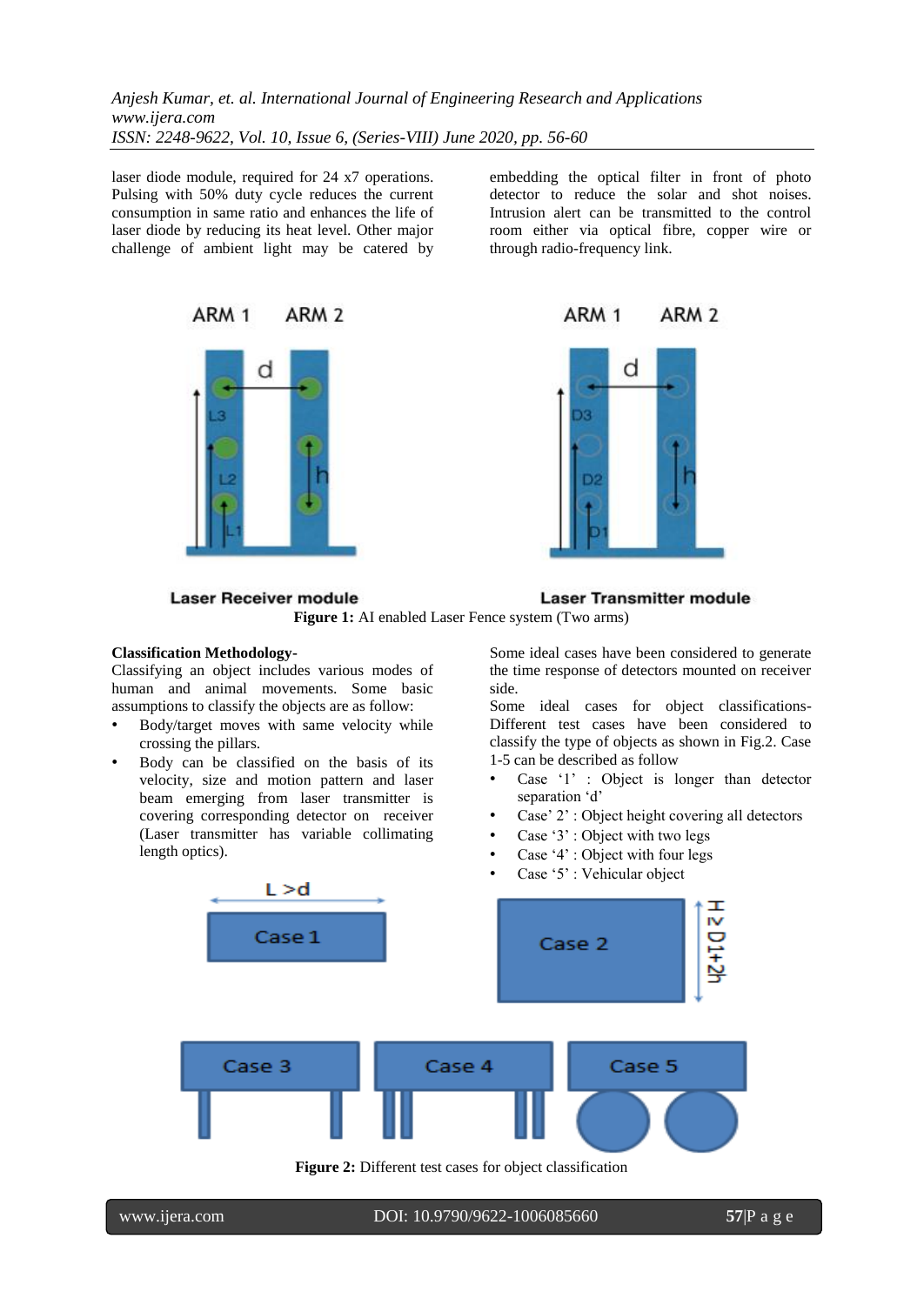laser diode module, required for 24 x7 operations. Pulsing with 50% duty cycle reduces the current consumption in same ratio and enhances the life of laser diode by reducing its heat level. Other major challenge of ambient light may be catered by embedding the optical filter in front of photo detector to reduce the solar and shot noises. Intrusion alert can be transmitted to the control room either via optical fibre, copper wire or through radio-frequency link.

**Figure 1:** AI enabled Laser Fence system (Two arms)

**Classification Methodology-**

Classifying an object includes various modes of human and animal movements. Some basic assumptions to classify the objects are as follow:

- Body/target moves with same velocity while crossing the pillars.
- Body can be classified on the basis of its velocity, size and motion pattern and laser beam emerging from laser transmitter is covering corresponding detector on receiver (Laser transmitter has variable collimating length optics).

Some ideal cases have been considered to generate the time response of detectors mounted on receiver side.

Some ideal cases for object classifications- Different test cases have been considered to classify the type of objects as shown in Fig.2. Case 1-5 can be described as follow

- Case '1' : Object is longer than detector separation 'd'
- Case' 2' : Object height covering all detectors
- Case '3' : Object with two legs
- Case '4' : Object with four legs
- Case '5' : Vehicular object

**Figure 2:** Different test cases for object classification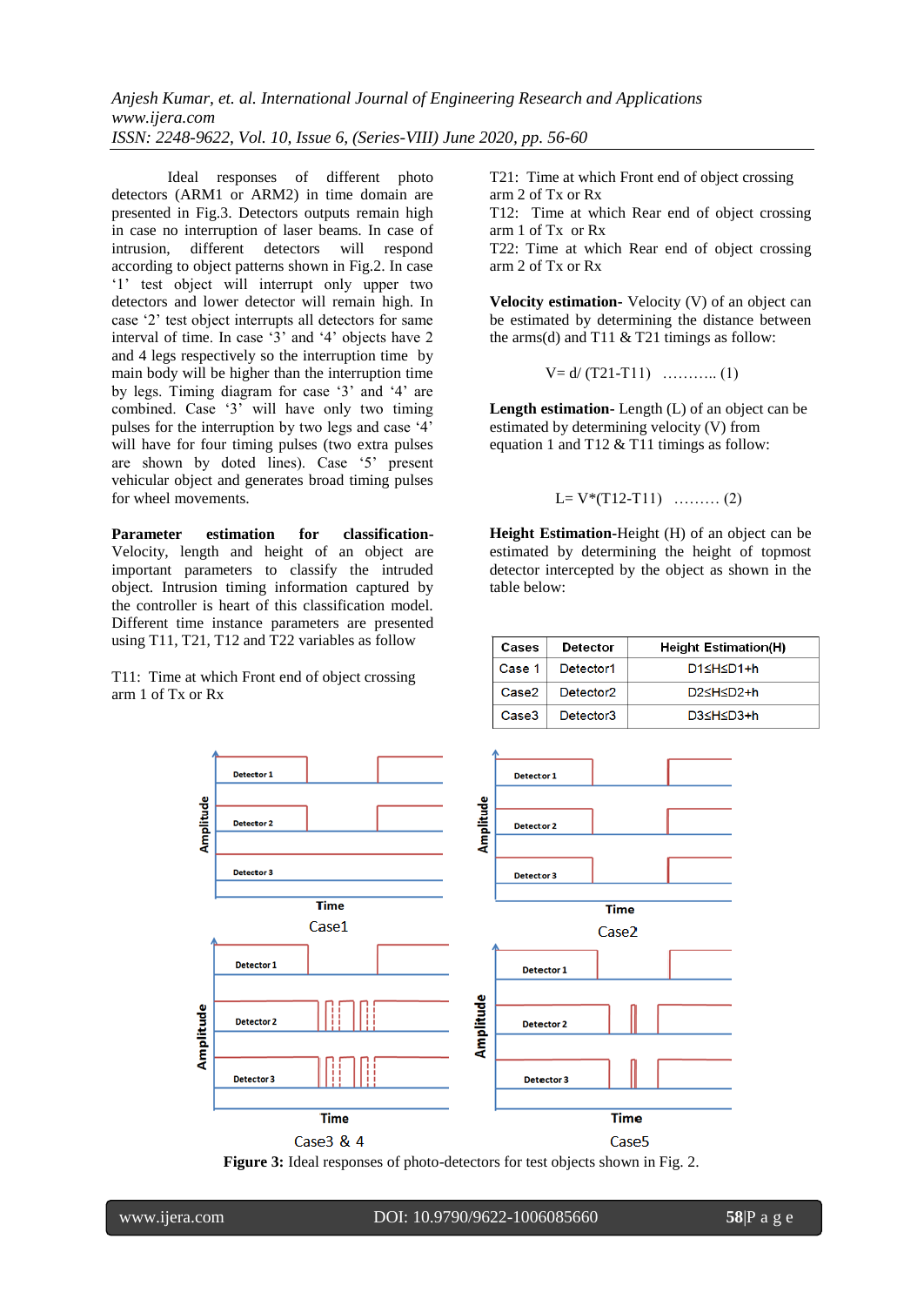Ideal responses of different photo detectors (ARM1 or ARM2) in time domain are presented in Fig.3. Detectors outputs remain high in case no interruption of laser beams. In case of intrusion, different detectors will respond according to object patterns shown in Fig.2. In case '1' test object will interrupt only upper two detectors and lower detector will remain high. In case '2' test object interrupts all detectors for same interval of time. In case '3' and '4' objects have 2 and 4 legs respectively so the interruption time by main body will be higher than the interruption time by legs. Timing diagram for case '3' and '4' are combined. Case '3' will have only two timing pulses for the interruption by two legs and case '4' will have for four timing pulses (two extra pulses are shown by doted lines). Case '5' present vehicular object and generates broad timing pulses for wheel movements.

**Parameter estimation for classification-** Velocity, length and height of an object are important parameters to classify the intruded object. Intrusion timing information captured by the controller is heart of this classification model. Different time instance parameters are presented using T11, T21, T12 and T22 variables as follow

T11: Time at which Front end of object crossing arm 1 of Tx or Rx

T21: Time at which Front end of object crossing arm 2 of Tx or Rx

T12: Time at which Rear end of object crossing arm 1 of Tx or Rx

T22: Time at which Rear end of object crossing arm 2 of Tx or Rx

**Velocity estimation-** Velocity (V) of an object can be estimated by determining the distance between the arms(d) and T11 & T21 timings as follow:

$$V = d/(T21-T11) \quad \ldots\ldots\ldots\ (1)$$

**Length estimation-** Length (L) of an object can be estimated by determining velocity (V) from equation 1 and T12 & T11 timings as follow:

$$L = V*(T12-T11) \quad \ldots\ldots\ (2)$$

**Height Estimation-**Height (H) of an object can be estimated by determining the height of topmost detector intercepted by the object as shown in the table below:

| Cases | Detector | Height Estimation(H) |
|---|---|---|
| Case 1 | Detector1 | $D1 \le H \le D1+h$ |
| Case2 | Detector2 | $D2 \le H \le D2+h$ |
| Case3 | Detector3 | $D3 \le H \le D3+h$ |

**Figure 3:** Ideal responses of photo-detectors for test objects shown in Fig. 2.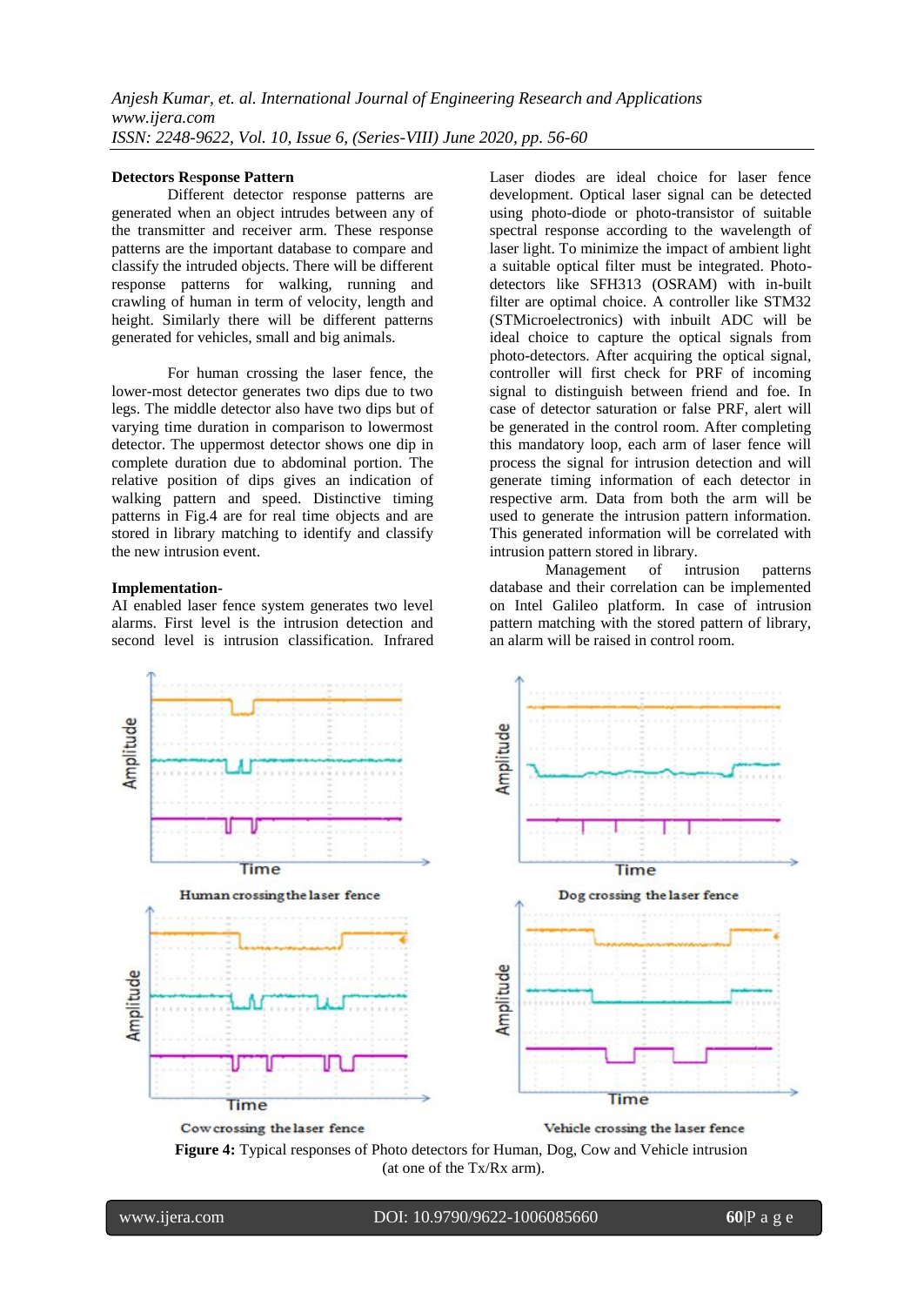**Detectors Response Pattern**

Different detector response patterns are generated when an object intrudes between any of the transmitter and receiver arm. These response patterns are the important database to compare and classify the intruded objects. There will be different response patterns for walking, running and crawling of human in term of velocity, length and height. Similarly there will be different patterns generated for vehicles, small and big animals.

For human crossing the laser fence, the lower-most detector generates two dips due to two legs. The middle detector also have two dips but of varying time duration in comparison to lowermost detector. The uppermost detector shows one dip in complete duration due to abdominal portion. The relative position of dips gives an indication of walking pattern and speed. Distinctive timing patterns in Fig.4 are for real time objects and are stored in library matching to identify and classify the new intrusion event.

**Implementation-**

AI enabled laser fence system generates two level alarms. First level is the intrusion detection and second level is intrusion classification. Infrared Laser diodes are ideal choice for laser fence development. Optical laser signal can be detected using photo-diode or photo-transistor of suitable spectral response according to the wavelength of laser light. To minimize the impact of ambient light a suitable optical filter must be integrated. Photo-detectors like SFH313 (OSRAM) with in-built filter are optimal choice. A controller like STM32 (STMicroelectronics) with inbuilt ADC will be ideal choice to capture the optical signals from photo-detectors. After acquiring the optical signal, controller will first check for PRF of incoming signal to distinguish between friend and foe. In case of detector saturation or false PRF, alert will be generated in the control room. After completing this mandatory loop, each arm of laser fence will process the signal for intrusion detection and will generate timing information of each detector in respective arm. Data from both the arm will be used to generate the intrusion pattern information. This generated information will be correlated with intrusion pattern stored in library.

Management of intrusion patterns database and their correlation can be implemented on Intel Galileo platform. In case of intrusion pattern matching with the stored pattern of library, an alarm will be raised in control room.

Human crossing the laser fence

Dog crossing the laser fence

Cow crossing the laser fence

Vehicle crossing the laser fence

**Figure 4:** Typical responses of Photo detectors for Human, Dog, Cow and Vehicle intrusion (at one of the Tx/Rx arm).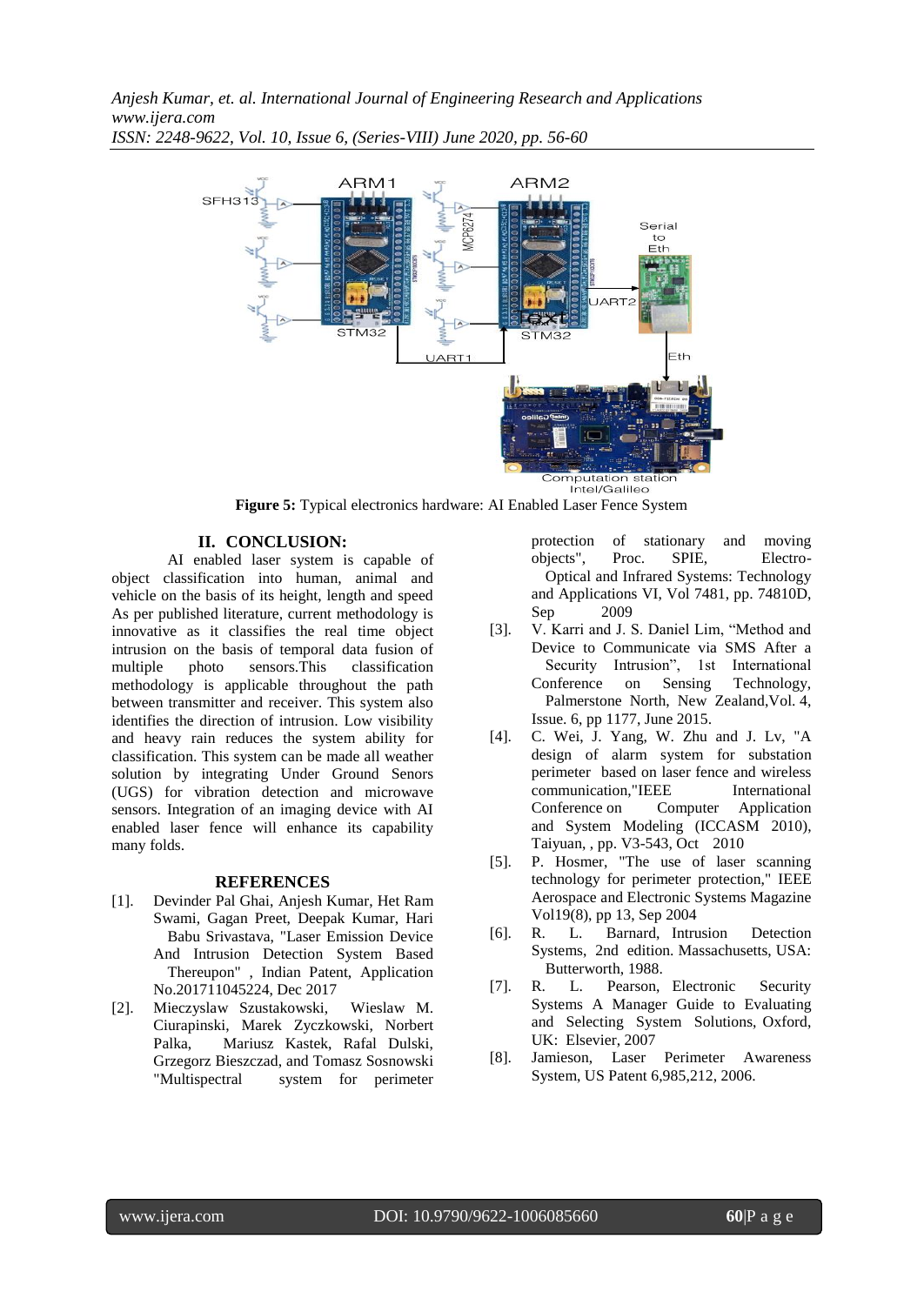SFH313

ARM1

MCP6274

ARM2

Serial to Eth

UART2

STM32

STM32

UART1

Eth

Computation station Intel/Galileo

**Figure 5:** Typical electronics hardware: AI Enabled Laser Fence System

## II. CONCLUSION:

AI enabled laser system is capable of object classification into human, animal and vehicle on the basis of its height, length and speed As per published literature, current methodology is innovative as it classifies the real time object intrusion on the basis of temporal data fusion of multiple photo sensors.This classification methodology is applicable throughout the path between transmitter and receiver. This system also identifies the direction of intrusion. Low visibility and heavy rain reduces the system ability for classification. This system can be made all weather solution by integrating Under Ground Senors (UGS) for vibration detection and microwave sensors. Integration of an imaging device with AI enabled laser fence will enhance its capability many folds.

## REFERENCES

[1]. Devinder Pal Ghai, Anjesh Kumar, Het Ram Swami, Gagan Preet, Deepak Kumar, Hari Babu Srivastava, "Laser Emission Device And Intrusion Detection System Based Thereupon" , Indian Patent, Application No.201711045224, Dec 2017

[2]. Mieczyslaw Szustakowski, Wieslaw M. Ciurapinski, Marek Zyczkowski, Norbert Palka, Mariusz Kastek, Rafal Dulski, Grzegorz Bieszczad, and Tomasz Sosnowski "Multispectral system for perimeter protection of stationary and moving objects", Proc. SPIE, Electro-Optical and Infrared Systems: Technology and Applications VI, Vol 7481, pp. 74810D, Sep 2009

[3]. V. Karri and J. S. Daniel Lim, "Method and Device to Communicate via SMS After a Security Intrusion", 1st International Conference on Sensing Technology, Palmerstone North, New Zealand,Vol. 4, Issue. 6, pp 1177, June 2015.

[4]. C. Wei, J. Yang, W. Zhu and J. Lv, "A design of alarm system for substation perimeter based on laser fence and wireless communication,"IEEE International Conference on Computer Application and System Modeling (ICCASM 2010), Taiyuan, , pp. V3-543, Oct 2010

[5]. P. Hosmer, "The use of laser scanning technology for perimeter protection," IEEE Aerospace and Electronic Systems Magazine Vol19(8), pp 13, Sep 2004

[6]. R. L. Barnard, Intrusion Detection Systems, 2nd edition. Massachusetts, USA: Butterworth, 1988.

[7]. R. L. Pearson, Electronic Security Systems A Manager Guide to Evaluating and Selecting System Solutions, Oxford, UK: Elsevier, 2007

[8]. Jamieson, Laser Perimeter Awareness System, US Patent 6,985,212, 2006.